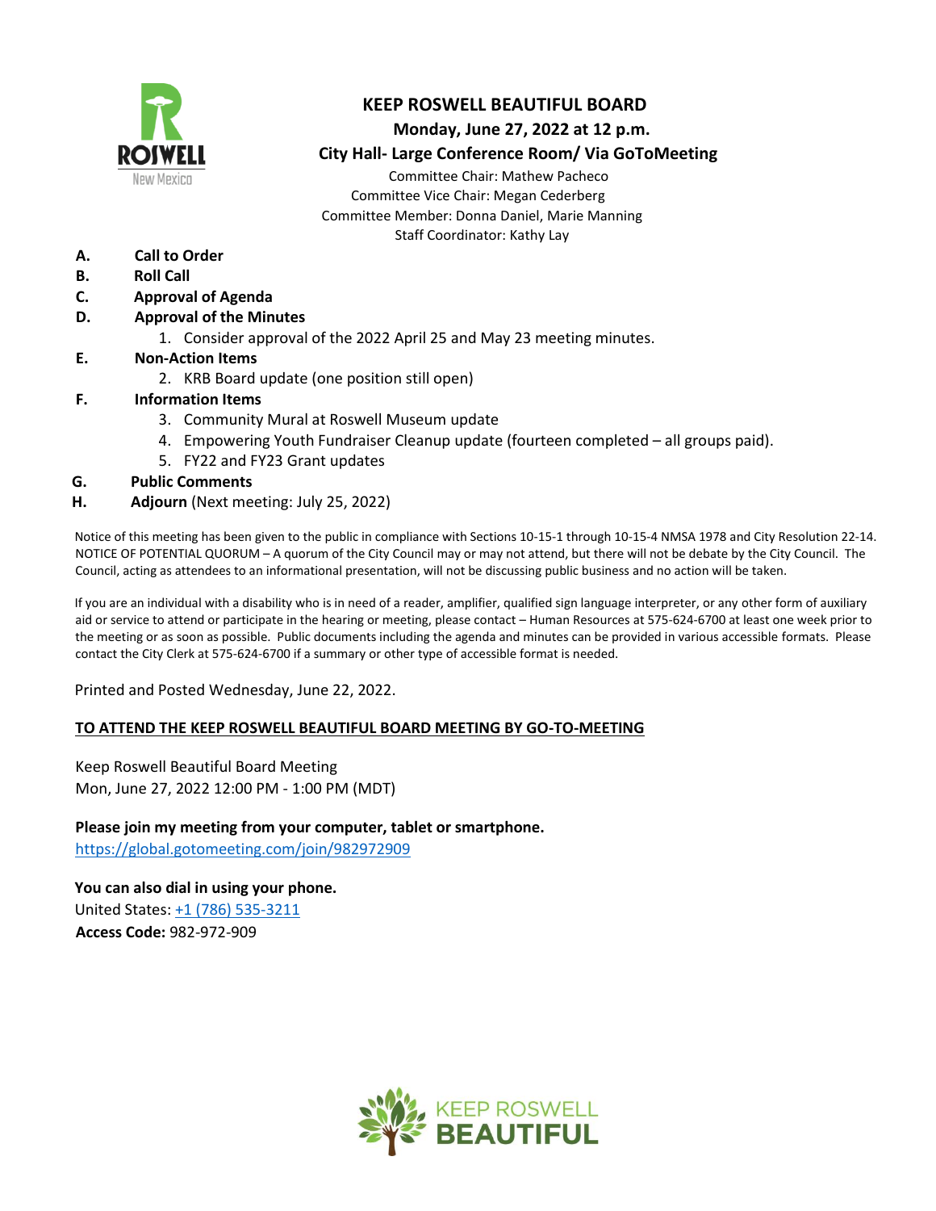# KEEP ROSWELL BEAUTIFUL BOARD

**Monday, June 27, 2022 at 12 p.m.**

**City Hall- Large Conference Room/ Via GoToMeeting**

Committee Chair: Mathew Pacheco
Committee Vice Chair: Megan Cederberg
Committee Member: Donna Daniel, Marie Manning
Staff Coordinator: Kathy Lay

**A. Call to Order**

**B. Roll Call**

**C. Approval of Agenda**

**D. Approval of the Minutes**

1. Consider approval of the 2022 April 25 and May 23 meeting minutes.

**E. Non-Action Items**

2. KRB Board update (one position still open)

**F. Information Items**

3. Community Mural at Roswell Museum update
4. Empowering Youth Fundraiser Cleanup update (fourteen completed – all groups paid).
5. FY22 and FY23 Grant updates

**G. Public Comments**

**H. Adjourn** (Next meeting: July 25, 2022)

Notice of this meeting has been given to the public in compliance with Sections 10-15-1 through 10-15-4 NMSA 1978 and City Resolution 22-14. NOTICE OF POTENTIAL QUORUM – A quorum of the City Council may or may not attend, but there will not be debate by the City Council. The Council, acting as attendees to an informational presentation, will not be discussing public business and no action will be taken.

If you are an individual with a disability who is in need of a reader, amplifier, qualified sign language interpreter, or any other form of auxiliary aid or service to attend or participate in the hearing or meeting, please contact – Human Resources at 575-624-6700 at least one week prior to the meeting or as soon as possible. Public documents including the agenda and minutes can be provided in various accessible formats. Please contact the City Clerk at 575-624-6700 if a summary or other type of accessible format is needed.

Printed and Posted Wednesday, June 22, 2022.

**TO ATTEND THE KEEP ROSWELL BEAUTIFUL BOARD MEETING BY GO-TO-MEETING**

Keep Roswell Beautiful Board Meeting
Mon, June 27, 2022 12:00 PM - 1:00 PM (MDT)

**Please join my meeting from your computer, tablet or smartphone.**
https://global.gotomeeting.com/join/982972909

**You can also dial in using your phone.**
United States: +1 (786) 535-3211
**Access Code:** 982-972-909

KEEP ROSWELL BEAUTIFUL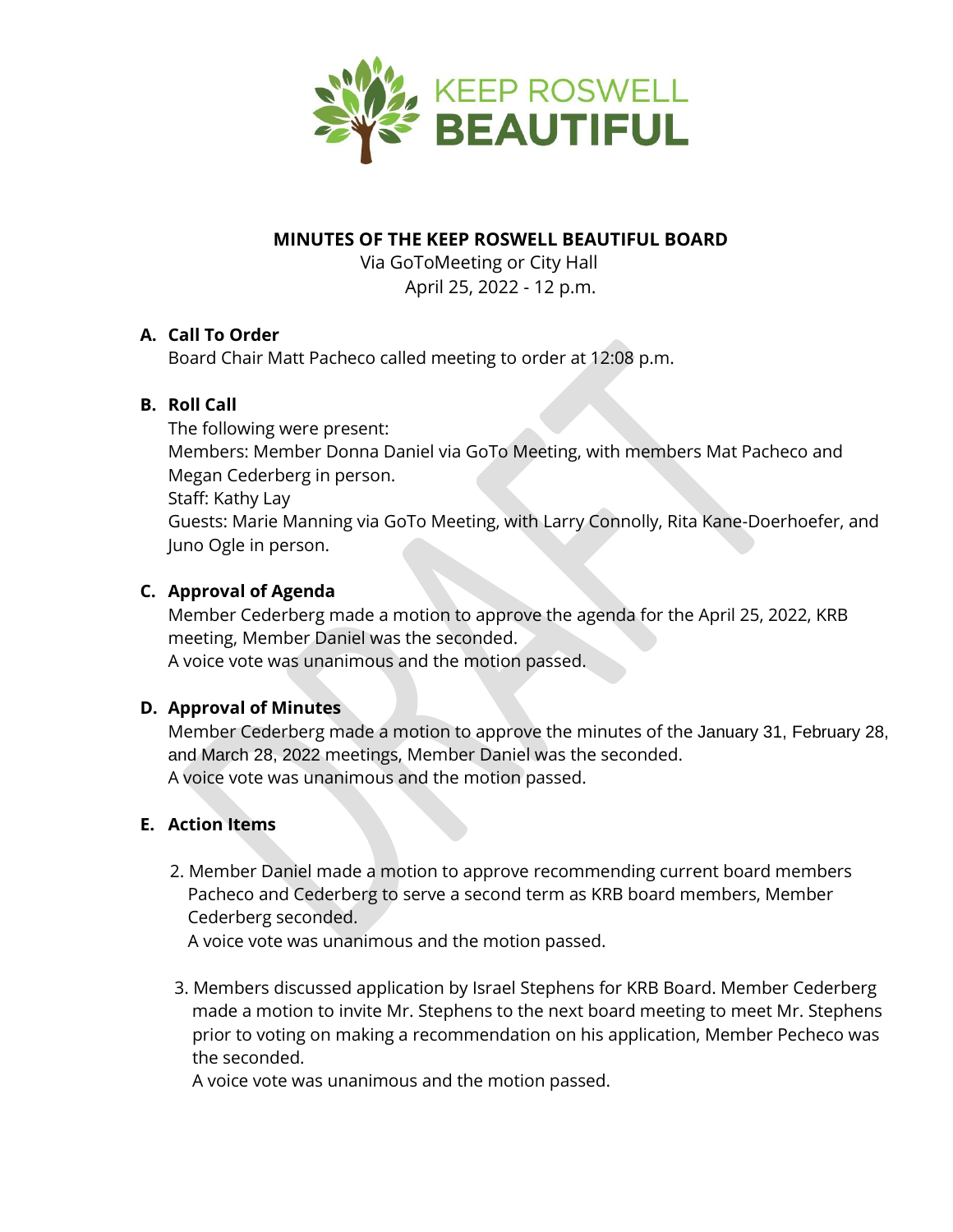KEEP ROSWELL BEAUTIFUL

**MINUTES OF THE KEEP ROSWELL BEAUTIFUL BOARD**
Via GoToMeeting or City Hall
April 25, 2022 - 12 p.m.

**A. Call To Order**

Board Chair Matt Pacheco called meeting to order at 12:08 p.m.

**B. Roll Call**

The following were present:
Members: Member Donna Daniel via GoTo Meeting, with members Mat Pacheco and Megan Cederberg in person.
Staff: Kathy Lay
Guests: Marie Manning via GoTo Meeting, with Larry Connolly, Rita Kane-Doerhoefer, and Juno Ogle in person.

**C. Approval of Agenda**

Member Cederberg made a motion to approve the agenda for the April 25, 2022, KRB meeting, Member Daniel was the seconded.
A voice vote was unanimous and the motion passed.

**D. Approval of Minutes**

Member Cederberg made a motion to approve the minutes of the January 31, February 28, and March 28, 2022 meetings, Member Daniel was the seconded.
A voice vote was unanimous and the motion passed.

**E. Action Items**

2. Member Daniel made a motion to approve recommending current board members Pacheco and Cederberg to serve a second term as KRB board members, Member Cederberg seconded.
   A voice vote was unanimous and the motion passed.

3. Members discussed application by Israel Stephens for KRB Board. Member Cederberg made a motion to invite Mr. Stephens to the next board meeting to meet Mr. Stephens prior to voting on making a recommendation on his application, Member Pecheco was the seconded.
   A voice vote was unanimous and the motion passed.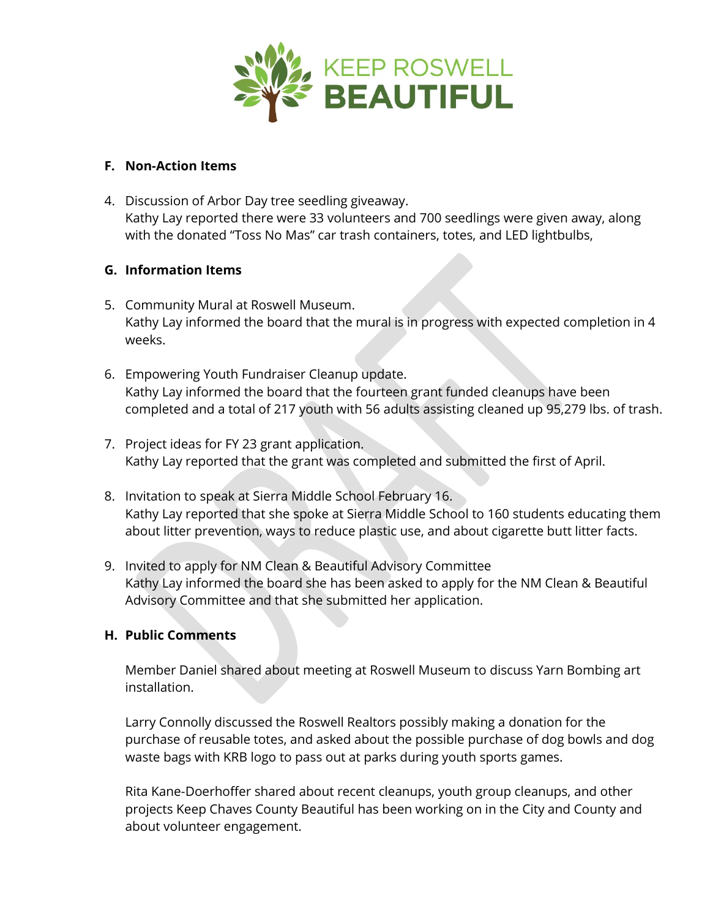KEEP ROSWELL **BEAUTIFUL**

**F. Non-Action Items**

4. Discussion of Arbor Day tree seedling giveaway.
   Kathy Lay reported there were 33 volunteers and 700 seedlings were given away, along with the donated "Toss No Mas" car trash containers, totes, and LED lightbulbs,

**G. Information Items**

5. Community Mural at Roswell Museum.
   Kathy Lay informed the board that the mural is in progress with expected completion in 4 weeks.

6. Empowering Youth Fundraiser Cleanup update.
   Kathy Lay informed the board that the fourteen grant funded cleanups have been completed and a total of 217 youth with 56 adults assisting cleaned up 95,279 lbs. of trash.

7. Project ideas for FY 23 grant application.
   Kathy Lay reported that the grant was completed and submitted the first of April.

8. Invitation to speak at Sierra Middle School February 16.
   Kathy Lay reported that she spoke at Sierra Middle School to 160 students educating them about litter prevention, ways to reduce plastic use, and about cigarette butt litter facts.

9. Invited to apply for NM Clean & Beautiful Advisory Committee
   Kathy Lay informed the board she has been asked to apply for the NM Clean & Beautiful Advisory Committee and that she submitted her application.

**H. Public Comments**

Member Daniel shared about meeting at Roswell Museum to discuss Yarn Bombing art installation.

Larry Connolly discussed the Roswell Realtors possibly making a donation for the purchase of reusable totes, and asked about the possible purchase of dog bowls and dog waste bags with KRB logo to pass out at parks during youth sports games.

Rita Kane-Doerhoffer shared about recent cleanups, youth group cleanups, and other projects Keep Chaves County Beautiful has been working on in the City and County and about volunteer engagement.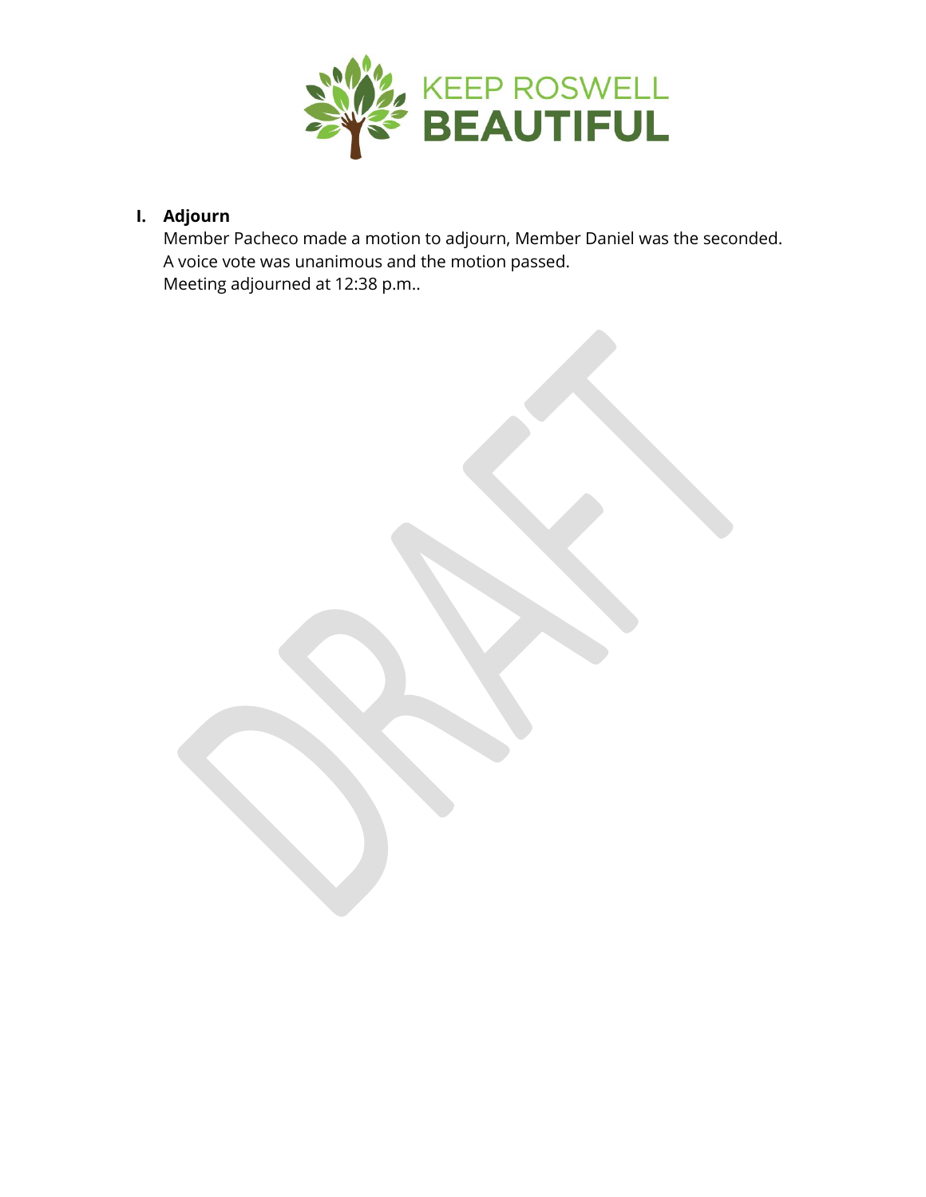## I. Adjourn

Member Pacheco made a motion to adjourn, Member Daniel was the seconded.
A voice vote was unanimous and the motion passed.
Meeting adjourned at 12:38 p.m..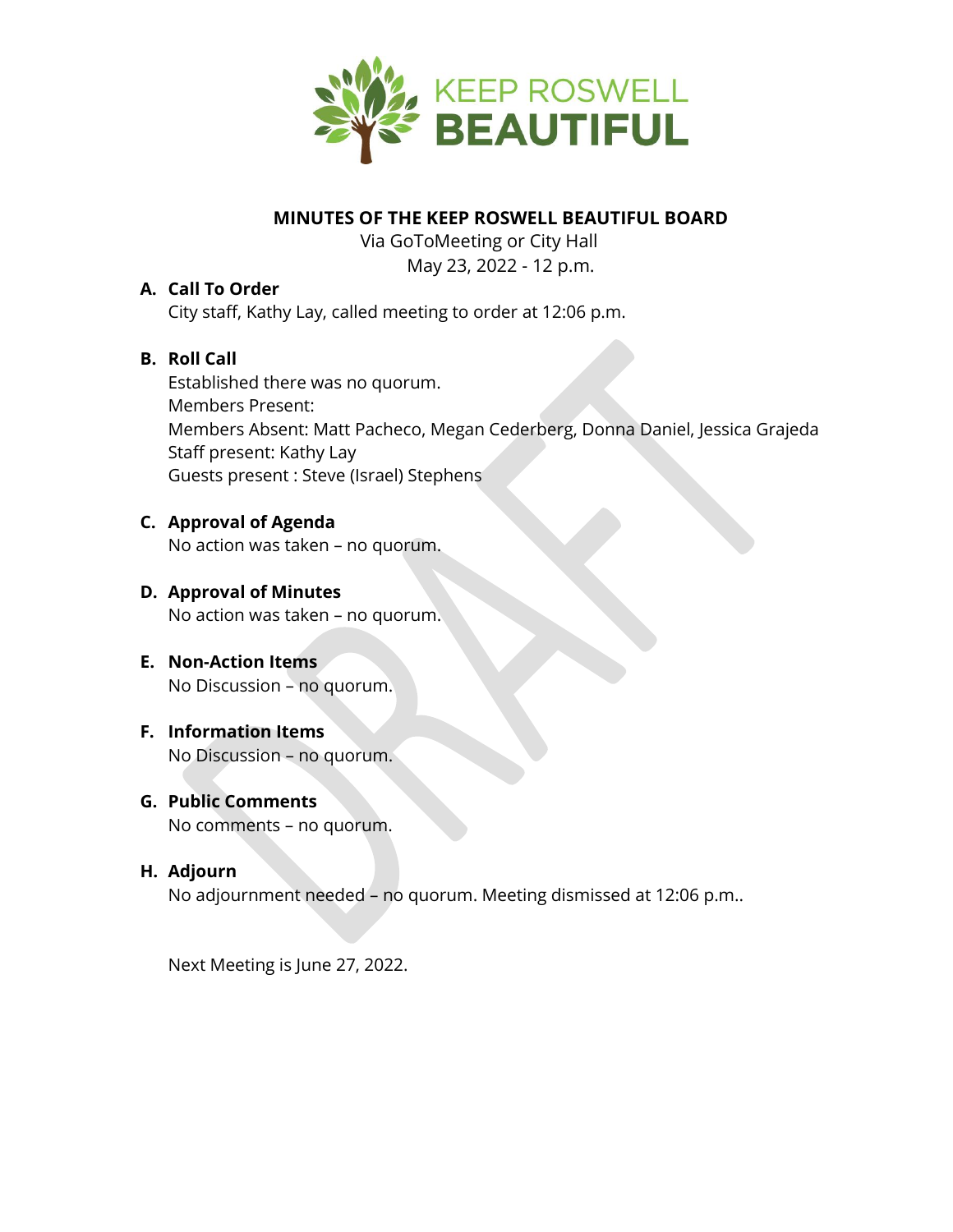KEEP ROSWELL
BEAUTIFUL

**MINUTES OF THE KEEP ROSWELL BEAUTIFUL BOARD**

Via GoToMeeting or City Hall

May 23, 2022 - 12 p.m.

**A. Call To Order**

City staff, Kathy Lay, called meeting to order at 12:06 p.m.

**B. Roll Call**

Established there was no quorum.

Members Present:

Members Absent: Matt Pacheco, Megan Cederberg, Donna Daniel, Jessica Grajeda

Staff present: Kathy Lay

Guests present : Steve (Israel) Stephens

**C. Approval of Agenda**

No action was taken – no quorum.

**D. Approval of Minutes**

No action was taken – no quorum.

**E. Non-Action Items**

No Discussion – no quorum.

**F. Information Items**

No Discussion – no quorum.

**G. Public Comments**

No comments – no quorum.

**H. Adjourn**

No adjournment needed – no quorum. Meeting dismissed at 12:06 p.m..

Next Meeting is June 27, 2022.

DRAFT